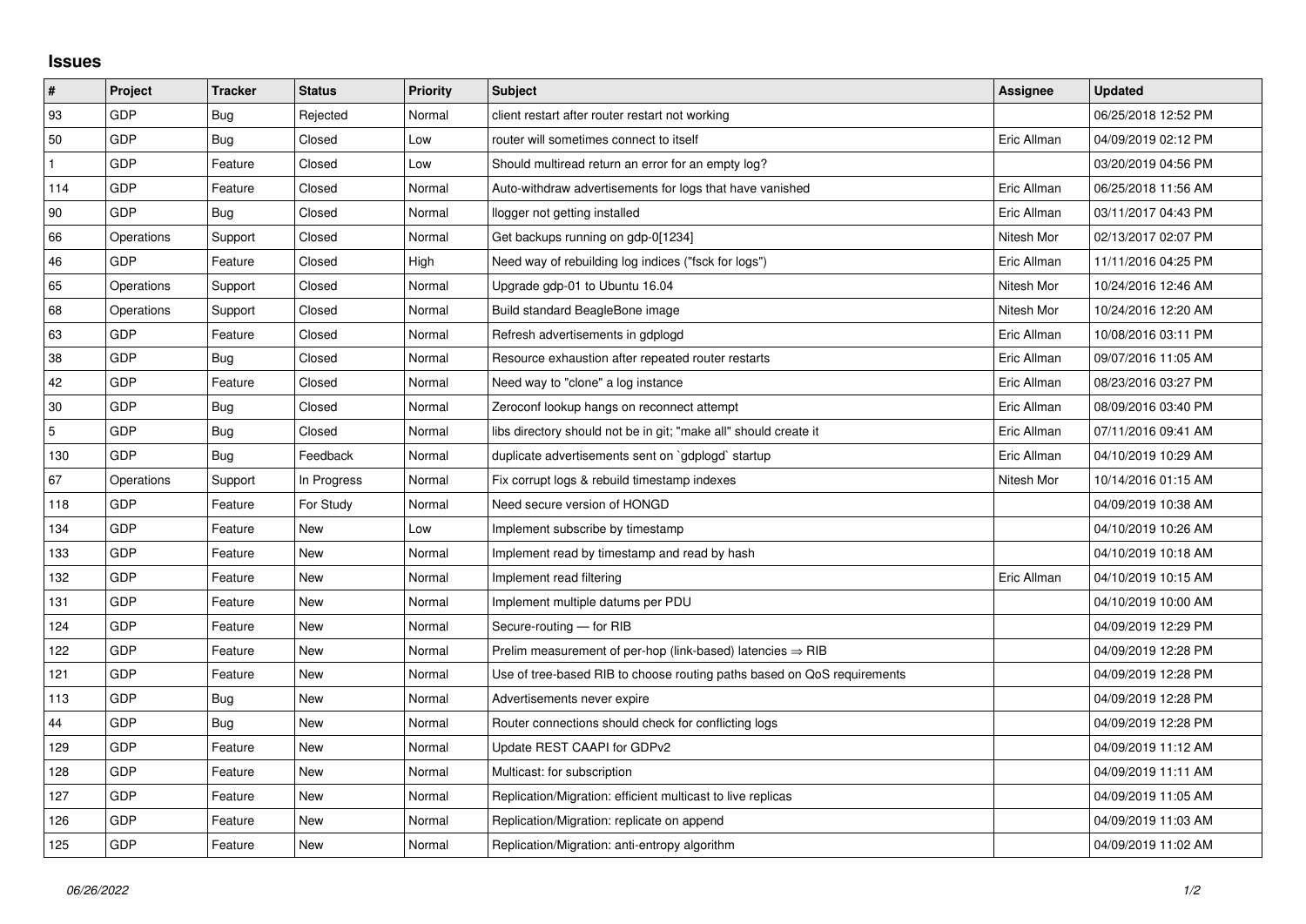## Issues

| # | Project | Tracker | Status | Priority | Subject | Assignee | Updated |
|---|---|---|---|---|---|---|---|
| 93 | GDP | Bug | Rejected | Normal | client restart after router restart not working | | 06/25/2018 12:52 PM |
| 50 | GDP | Bug | Closed | Low | router will sometimes connect to itself | Eric Allman | 04/09/2019 02:12 PM |
| 1 | GDP | Feature | Closed | Low | Should multiread return an error for an empty log? | | 03/20/2019 04:56 PM |
| 114 | GDP | Feature | Closed | Normal | Auto-withdraw advertisements for logs that have vanished | Eric Allman | 06/25/2018 11:56 AM |
| 90 | GDP | Bug | Closed | Normal | llogger not getting installed | Eric Allman | 03/11/2017 04:43 PM |
| 66 | Operations | Support | Closed | Normal | Get backups running on gdp-0[1234] | Nitesh Mor | 02/13/2017 02:07 PM |
| 46 | GDP | Feature | Closed | High | Need way of rebuilding log indices ("fsck for logs") | Eric Allman | 11/11/2016 04:25 PM |
| 65 | Operations | Support | Closed | Normal | Upgrade gdp-01 to Ubuntu 16.04 | Nitesh Mor | 10/24/2016 12:46 AM |
| 68 | Operations | Support | Closed | Normal | Build standard BeagleBone image | Nitesh Mor | 10/24/2016 12:20 AM |
| 63 | GDP | Feature | Closed | Normal | Refresh advertisements in gdplogd | Eric Allman | 10/08/2016 03:11 PM |
| 38 | GDP | Bug | Closed | Normal | Resource exhaustion after repeated router restarts | Eric Allman | 09/07/2016 11:05 AM |
| 42 | GDP | Feature | Closed | Normal | Need way to "clone" a log instance | Eric Allman | 08/23/2016 03:27 PM |
| 30 | GDP | Bug | Closed | Normal | Zeroconf lookup hangs on reconnect attempt | Eric Allman | 08/09/2016 03:40 PM |
| 5 | GDP | Bug | Closed | Normal | libs directory should not be in git; "make all" should create it | Eric Allman | 07/11/2016 09:41 AM |
| 130 | GDP | Bug | Feedback | Normal | duplicate advertisements sent on `gdplogd` startup | Eric Allman | 04/10/2019 10:29 AM |
| 67 | Operations | Support | In Progress | Normal | Fix corrupt logs & rebuild timestamp indexes | Nitesh Mor | 10/14/2016 01:15 AM |
| 118 | GDP | Feature | For Study | Normal | Need secure version of HONGD | | 04/09/2019 10:38 AM |
| 134 | GDP | Feature | New | Low | Implement subscribe by timestamp | | 04/10/2019 10:26 AM |
| 133 | GDP | Feature | New | Normal | Implement read by timestamp and read by hash | | 04/10/2019 10:18 AM |
| 132 | GDP | Feature | New | Normal | Implement read filtering | Eric Allman | 04/10/2019 10:15 AM |
| 131 | GDP | Feature | New | Normal | Implement multiple datums per PDU | | 04/10/2019 10:00 AM |
| 124 | GDP | Feature | New | Normal | Secure-routing — for RIB | | 04/09/2019 12:29 PM |
| 122 | GDP | Feature | New | Normal | Prelim measurement of per-hop (link-based) latencies ⇒ RIB | | 04/09/2019 12:28 PM |
| 121 | GDP | Feature | New | Normal | Use of tree-based RIB to choose routing paths based on QoS requirements | | 04/09/2019 12:28 PM |
| 113 | GDP | Bug | New | Normal | Advertisements never expire | | 04/09/2019 12:28 PM |
| 44 | GDP | Bug | New | Normal | Router connections should check for conflicting logs | | 04/09/2019 12:28 PM |
| 129 | GDP | Feature | New | Normal | Update REST CAAPI for GDPv2 | | 04/09/2019 11:12 AM |
| 128 | GDP | Feature | New | Normal | Multicast: for subscription | | 04/09/2019 11:11 AM |
| 127 | GDP | Feature | New | Normal | Replication/Migration: efficient multicast to live replicas | | 04/09/2019 11:05 AM |
| 126 | GDP | Feature | New | Normal | Replication/Migration: replicate on append | | 04/09/2019 11:03 AM |
| 125 | GDP | Feature | New | Normal | Replication/Migration: anti-entropy algorithm | | 04/09/2019 11:02 AM |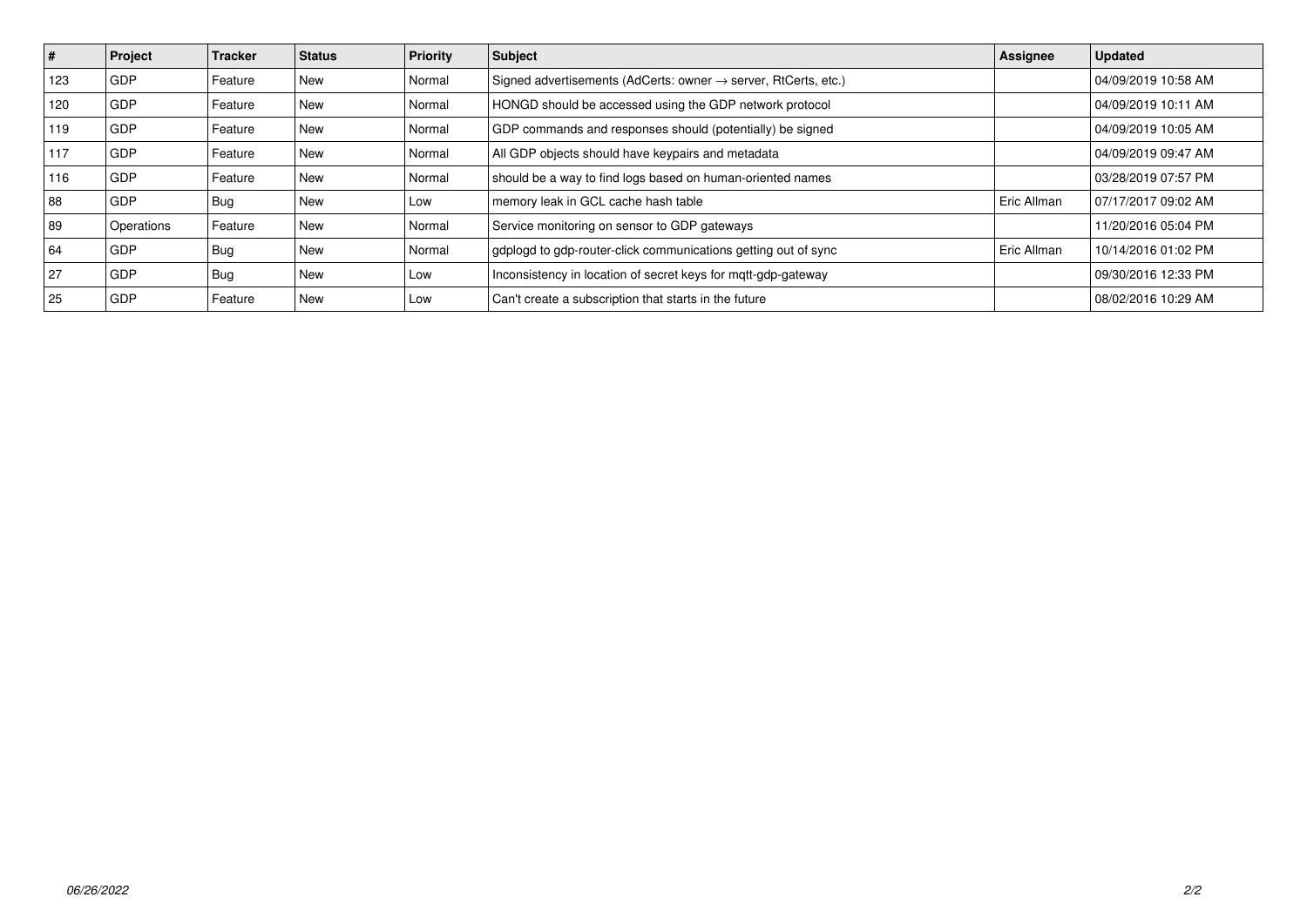| # | Project | Tracker | Status | Priority | Subject | Assignee | Updated |
|---|---|---|---|---|---|---|---|
| 123 | GDP | Feature | New | Normal | Signed advertisements (AdCerts: owner → server, RtCerts, etc.) | | 04/09/2019 10:58 AM |
| 120 | GDP | Feature | New | Normal | HONGD should be accessed using the GDP network protocol | | 04/09/2019 10:11 AM |
| 119 | GDP | Feature | New | Normal | GDP commands and responses should (potentially) be signed | | 04/09/2019 10:05 AM |
| 117 | GDP | Feature | New | Normal | All GDP objects should have keypairs and metadata | | 04/09/2019 09:47 AM |
| 116 | GDP | Feature | New | Normal | should be a way to find logs based on human-oriented names | | 03/28/2019 07:57 PM |
| 88 | GDP | Bug | New | Low | memory leak in GCL cache hash table | Eric Allman | 07/17/2017 09:02 AM |
| 89 | Operations | Feature | New | Normal | Service monitoring on sensor to GDP gateways | | 11/20/2016 05:04 PM |
| 64 | GDP | Bug | New | Normal | gdplogd to gdp-router-click communications getting out of sync | Eric Allman | 10/14/2016 01:02 PM |
| 27 | GDP | Bug | New | Low | Inconsistency in location of secret keys for mqtt-gdp-gateway | | 09/30/2016 12:33 PM |
| 25 | GDP | Feature | New | Low | Can't create a subscription that starts in the future | | 08/02/2016 10:29 AM |